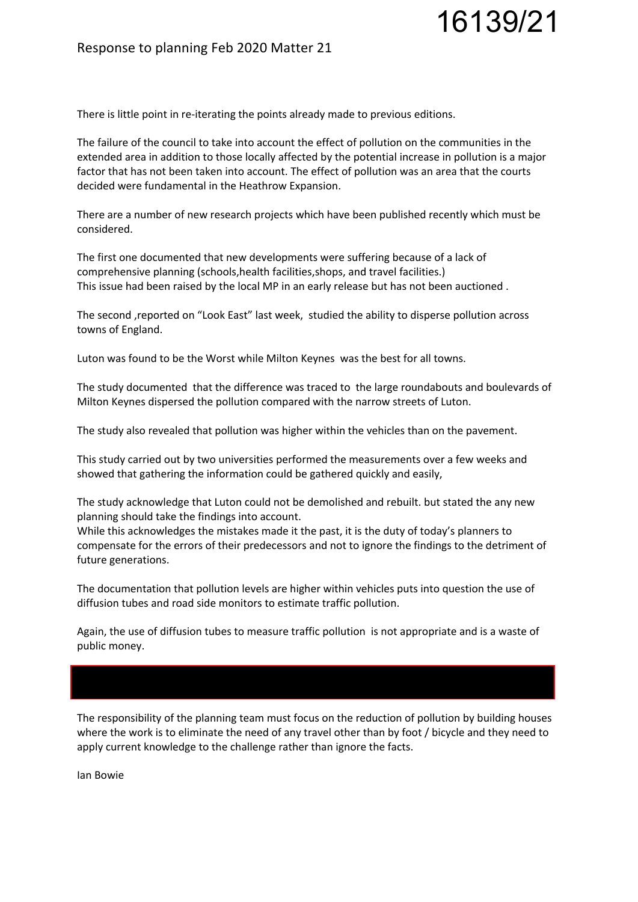16139/21

## Response to planning Feb 2020 Matter 21

There is little point in re-iterating the points already made to previous editions.

The failure of the council to take into account the effect of pollution on the communities in the extended area in addition to those locally affected by the potential increase in pollution is a major factor that has not been taken into account. The effect of pollution was an area that the courts decided were fundamental in the Heathrow Expansion.

There are a number of new research projects which have been published recently which must be considered.

The first one documented that new developments were suffering because of a lack of comprehensive planning (schools,health facilities,shops, and travel facilities.)
This issue had been raised by the local MP in an early release but has not been auctioned .

The second ,reported on "Look East" last week, studied the ability to disperse pollution across towns of England.

Luton was found to be the Worst while Milton Keynes was the best for all towns.

The study documented that the difference was traced to the large roundabouts and boulevards of Milton Keynes dispersed the pollution compared with the narrow streets of Luton.

The study also revealed that pollution was higher within the vehicles than on the pavement.

This study carried out by two universities performed the measurements over a few weeks and showed that gathering the information could be gathered quickly and easily,

The study acknowledge that Luton could not be demolished and rebuilt. but stated the any new planning should take the findings into account.
While this acknowledges the mistakes made it the past, it is the duty of today's planners to compensate for the errors of their predecessors and not to ignore the findings to the detriment of future generations.

The documentation that pollution levels are higher within vehicles puts into question the use of diffusion tubes and road side monitors to estimate traffic pollution.

Again, the use of diffusion tubes to measure traffic pollution is not appropriate and is a waste of public money.

The responsibility of the planning team must focus on the reduction of pollution by building houses where the work is to eliminate the need of any travel other than by foot / bicycle and they need to apply current knowledge to the challenge rather than ignore the facts.

Ian Bowie